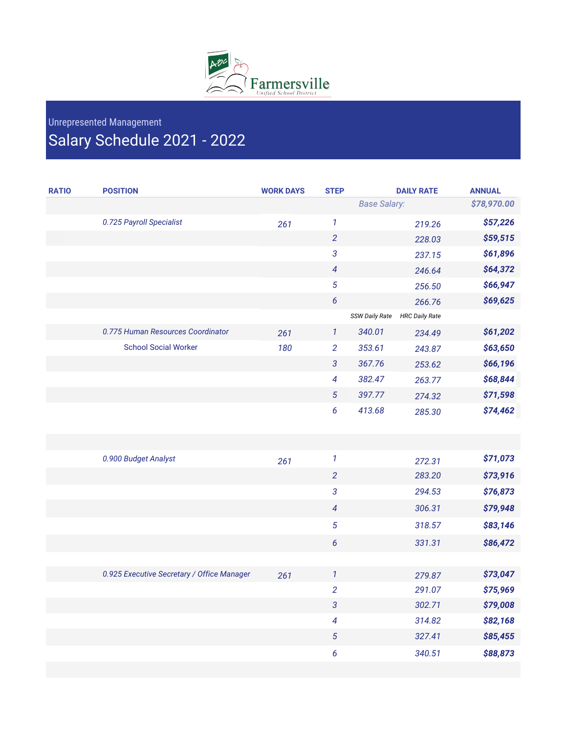Farmersville Unified School District

## Unrepresented Management

# Salary Schedule 2021 - 2022

| RATIO | POSITION | WORK DAYS | STEP | | DAILY RATE | ANNUAL |
|---|---|---|---|---|---|---|
| | | | | Base Salary: | | $78,970.00 |
| | 0.725 Payroll Specialist | 261 | 1 | | 219.26 | $57,226 |
| | | | 2 | | 228.03 | $59,515 |
| | | | 3 | | 237.15 | $61,896 |
| | | | 4 | | 246.64 | $64,372 |
| | | | 5 | | 256.50 | $66,947 |
| | | | 6 | | 266.76 | $69,625 |
| | | | | SSW Daily Rate | HRC Daily Rate | |
| | 0.775 Human Resources Coordinator | 261 | 1 | 340.01 | 234.49 | $61,202 |
| | School Social Worker | 180 | 2 | 353.61 | 243.87 | $63,650 |
| | | | 3 | 367.76 | 253.62 | $66,196 |
| | | | 4 | 382.47 | 263.77 | $68,844 |
| | | | 5 | 397.77 | 274.32 | $71,598 |
| | | | 6 | 413.68 | 285.30 | $74,462 |
| | 0.900 Budget Analyst | 261 | 1 | | 272.31 | $71,073 |
| | | | 2 | | 283.20 | $73,916 |
| | | | 3 | | 294.53 | $76,873 |
| | | | 4 | | 306.31 | $79,948 |
| | | | 5 | | 318.57 | $83,146 |
| | | | 6 | | 331.31 | $86,472 |
| | 0.925 Executive Secretary / Office Manager | 261 | 1 | | 279.87 | $73,047 |
| | | | 2 | | 291.07 | $75,969 |
| | | | 3 | | 302.71 | $79,008 |
| | | | 4 | | 314.82 | $82,168 |
| | | | 5 | | 327.41 | $85,455 |
| | | | 6 | | 340.51 | $88,873 |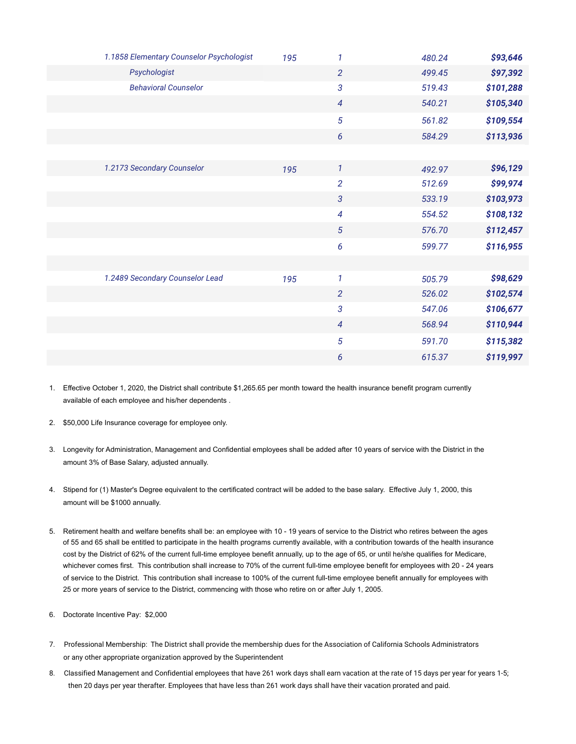| | | | | |
|---|---|---|---|---|
| *1.1858 Elementary Counselor Psychologist* | *195* | *1* | *480.24* | ***$93,646*** |
| *Psychologist* | | *2* | *499.45* | ***$97,392*** |
| *Behavioral Counselor* | | *3* | *519.43* | ***$101,288*** |
| | | *4* | *540.21* | ***$105,340*** |
| | | *5* | *561.82* | ***$109,554*** |
| | | *6* | *584.29* | ***$113,936*** |
| | | | | |
| *1.2173 Secondary Counselor* | *195* | *1* | *492.97* | ***$96,129*** |
| | | *2* | *512.69* | ***$99,974*** |
| | | *3* | *533.19* | ***$103,973*** |
| | | *4* | *554.52* | ***$108,132*** |
| | | *5* | *576.70* | ***$112,457*** |
| | | *6* | *599.77* | ***$116,955*** |
| | | | | |
| *1.2489 Secondary Counselor Lead* | *195* | *1* | *505.79* | ***$98,629*** |
| | | *2* | *526.02* | ***$102,574*** |
| | | *3* | *547.06* | ***$106,677*** |
| | | *4* | *568.94* | ***$110,944*** |
| | | *5* | *591.70* | ***$115,382*** |
| | | *6* | *615.37* | ***$119,997*** |

1. Effective October 1, 2020, the District shall contribute $1,265.65 per month toward the health insurance benefit program currently available of each employee and his/her dependents .

2. $50,000 Life Insurance coverage for employee only.

3. Longevity for Administration, Management and Confidential employees shall be added after 10 years of service with the District in the amount 3% of Base Salary, adjusted annually.

4. Stipend for (1) Master's Degree equivalent to the certificated contract will be added to the base salary. Effective July 1, 2000, this amount will be $1000 annually.

5. Retirement health and welfare benefits shall be: an employee with 10 - 19 years of service to the District who retires between the ages of 55 and 65 shall be entitled to participate in the health programs currently available, with a contribution towards of the health insurance cost by the District of 62% of the current full-time employee benefit annually, up to the age of 65, or until he/she qualifies for Medicare, whichever comes first. This contribution shall increase to 70% of the current full-time employee benefit for employees with 20 - 24 years of service to the District. This contribution shall increase to 100% of the current full-time employee benefit annually for employees with 25 or more years of service to the District, commencing with those who retire on or after July 1, 2005.

6. Doctorate Incentive Pay: $2,000

7. Professional Membership: The District shall provide the membership dues for the Association of California Schools Administrators or any other appropriate organization approved by the Superintendent

8. Classified Management and Confidential employees that have 261 work days shall earn vacation at the rate of 15 days per year for years 1-5; then 20 days per year therafter. Employees that have less than 261 work days shall have their vacation prorated and paid.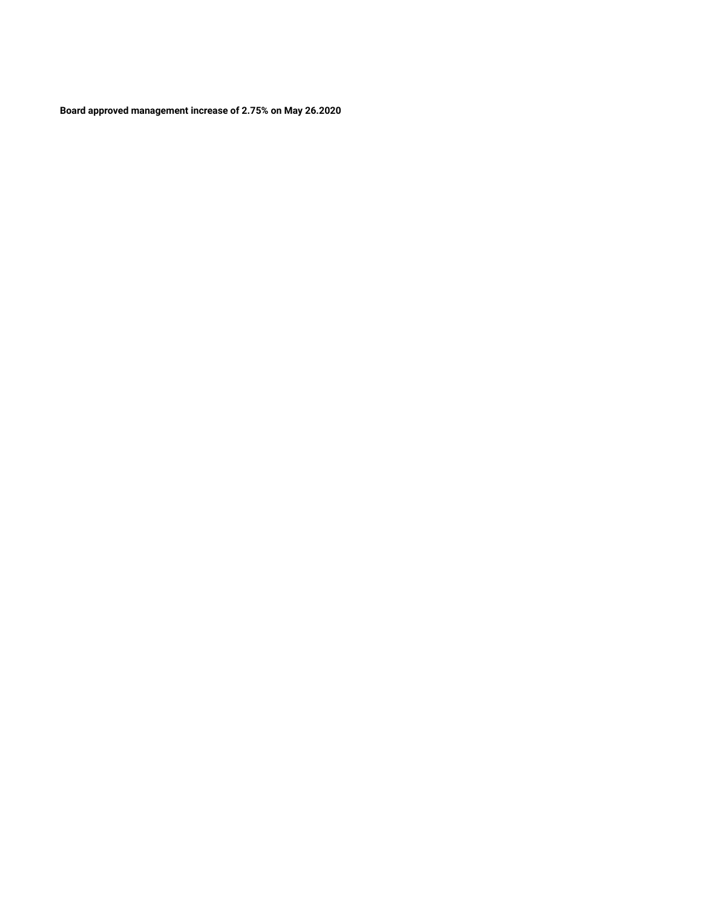**Board approved management increase of 2.75% on May 26.2020**